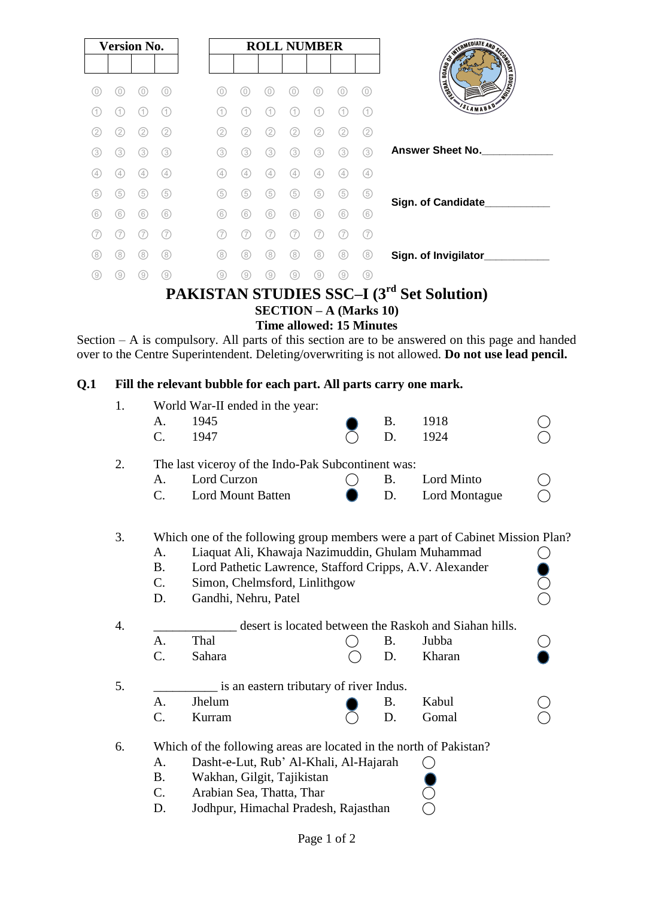| Version No. | | | |
|---|---|---|---|
| | | | |

| ROLL NUMBER | | | | | | |
|---|---|---|---|---|---|---|
| | | | | | | |

Answer Sheet No.____________

Sign. of Candidate___________

Sign. of Invigilator___________

# PAKISTAN STUDIES SSC–I (3rd Set Solution)

## SECTION – A (Marks 10)

**Time allowed: 15 Minutes**

Section – A is compulsory. All parts of this section are to be answered on this page and handed over to the Centre Superintendent. Deleting/overwriting is not allowed. **Do not use lead pencil.**

**Q.1 Fill the relevant bubble for each part. All parts carry one mark.**

1. World War-II ended in the year:
   - A. 1945 ●
   - B. 1918 ○
   - C. 1947 ○
   - D. 1924 ○

2. The last viceroy of the Indo-Pak Subcontinent was:
   - A. Lord Curzon ○
   - B. Lord Minto ○
   - C. Lord Mount Batten ●
   - D. Lord Montague ○

3. Which one of the following group members were a part of Cabinet Mission Plan?
   - A. Liaquat Ali, Khawaja Nazimuddin, Ghulam Muhammad ○
   - B. Lord Pathetic Lawrence, Stafford Cripps, A.V. Alexander ●
   - C. Simon, Chelmsford, Linlithgow ○
   - D. Gandhi, Nehru, Patel ○

4. _____________ desert is located between the Raskoh and Siahan hills.
   - A. Thal ○
   - B. Jubba ○
   - C. Sahara ○
   - D. Kharan ●

5. __________ is an eastern tributary of river Indus.
   - A. Jhelum ●
   - B. Kabul ○
   - C. Kurram ○
   - D. Gomal ○

6. Which of the following areas are located in the north of Pakistan?
   - A. Dasht-e-Lut, Rub' Al-Khali, Al-Hajarah ○
   - B. Wakhan, Gilgit, Tajikistan ●
   - C. Arabian Sea, Thatta, Thar ○
   - D. Jodhpur, Himachal Pradesh, Rajasthan ○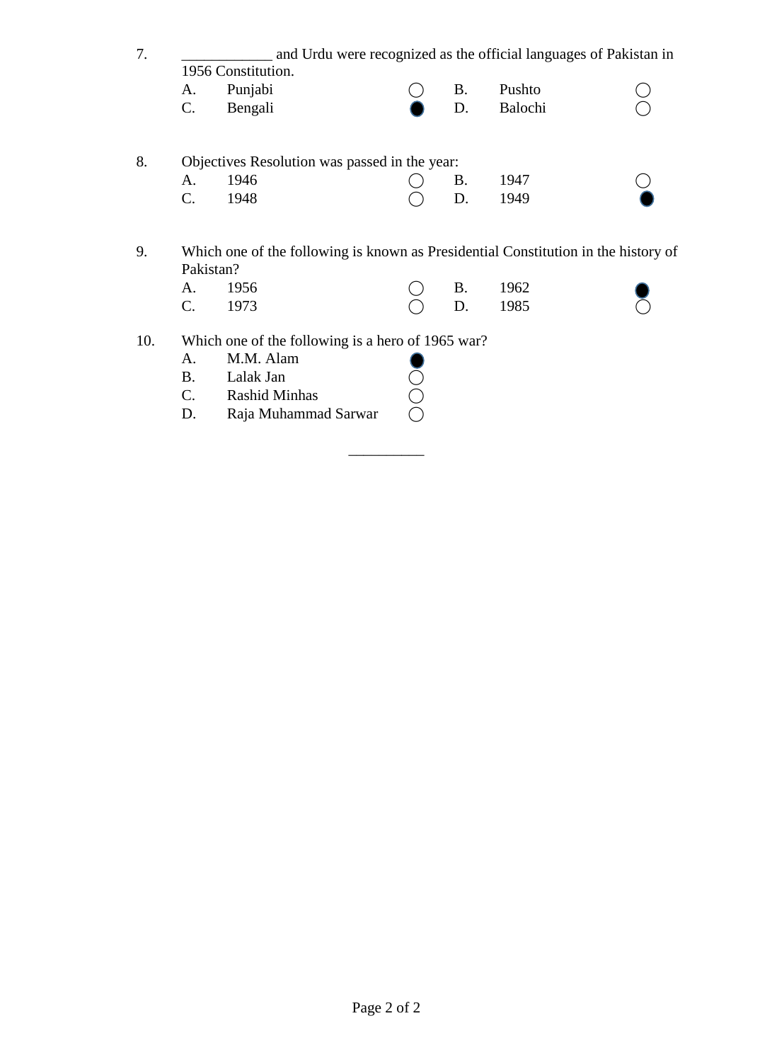7. ____________ and Urdu were recognized as the official languages of Pakistan in 1956 Constitution.

| | | | | | |
|---|---|---|---|---|---|
| A. | Punjabi | ○ | B. | Pushto | ○ |
| C. | Bengali | ● | D. | Balochi | ○ |

8. Objectives Resolution was passed in the year:

| | | | | | |
|---|---|---|---|---|---|
| A. | 1946 | ○ | B. | 1947 | ○ |
| C. | 1948 | ○ | D. | 1949 | ● |

9. Which one of the following is known as Presidential Constitution in the history of Pakistan?

| | | | | | |
|---|---|---|---|---|---|
| A. | 1956 | ○ | B. | 1962 | ● |
| C. | 1973 | ○ | D. | 1985 | ○ |

10. Which one of the following is a hero of 1965 war?

| | | |
|---|---|---|
| A. | M.M. Alam | ● |
| B. | Lalak Jan | ○ |
| C. | Rashid Minhas | ○ |
| D. | Raja Muhammad Sarwar | ○ |

__________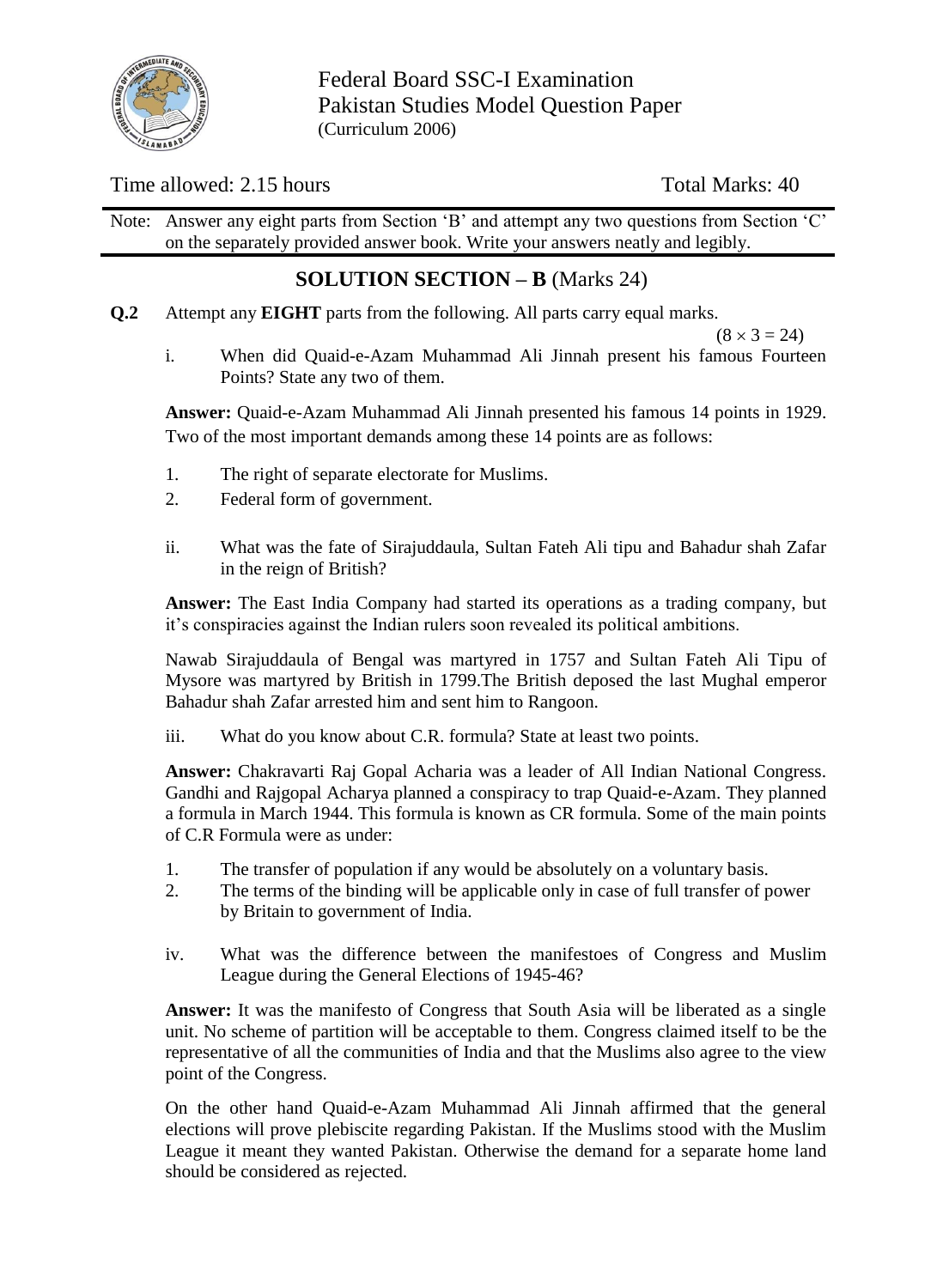Federal Board SSC-I Examination
Pakistan Studies Model Question Paper
(Curriculum 2006)

Time allowed: 2.15 hours  Total Marks: 40

Note: Answer any eight parts from Section 'B' and attempt any two questions from Section 'C' on the separately provided answer book. Write your answers neatly and legibly.

## SOLUTION SECTION – B (Marks 24)

**Q.2** Attempt any **EIGHT** parts from the following. All parts carry equal marks.

(8 × 3 = 24)

i. When did Quaid-e-Azam Muhammad Ali Jinnah present his famous Fourteen Points? State any two of them.

**Answer:** Quaid-e-Azam Muhammad Ali Jinnah presented his famous 14 points in 1929. Two of the most important demands among these 14 points are as follows:

1. The right of separate electorate for Muslims.
2. Federal form of government.

ii. What was the fate of Sirajuddaula, Sultan Fateh Ali tipu and Bahadur shah Zafar in the reign of British?

**Answer:** The East India Company had started its operations as a trading company, but it's conspiracies against the Indian rulers soon revealed its political ambitions.

Nawab Sirajuddaula of Bengal was martyred in 1757 and Sultan Fateh Ali Tipu of Mysore was martyred by British in 1799.The British deposed the last Mughal emperor Bahadur shah Zafar arrested him and sent him to Rangoon.

iii. What do you know about C.R. formula? State at least two points.

**Answer:** Chakravarti Raj Gopal Acharia was a leader of All Indian National Congress. Gandhi and Rajgopal Acharya planned a conspiracy to trap Quaid-e-Azam. They planned a formula in March 1944. This formula is known as CR formula. Some of the main points of C.R Formula were as under:

1. The transfer of population if any would be absolutely on a voluntary basis.
2. The terms of the binding will be applicable only in case of full transfer of power by Britain to government of India.

iv. What was the difference between the manifestoes of Congress and Muslim League during the General Elections of 1945-46?

**Answer:** It was the manifesto of Congress that South Asia will be liberated as a single unit. No scheme of partition will be acceptable to them. Congress claimed itself to be the representative of all the communities of India and that the Muslims also agree to the view point of the Congress.

On the other hand Quaid-e-Azam Muhammad Ali Jinnah affirmed that the general elections will prove plebiscite regarding Pakistan. If the Muslims stood with the Muslim League it meant they wanted Pakistan. Otherwise the demand for a separate home land should be considered as rejected.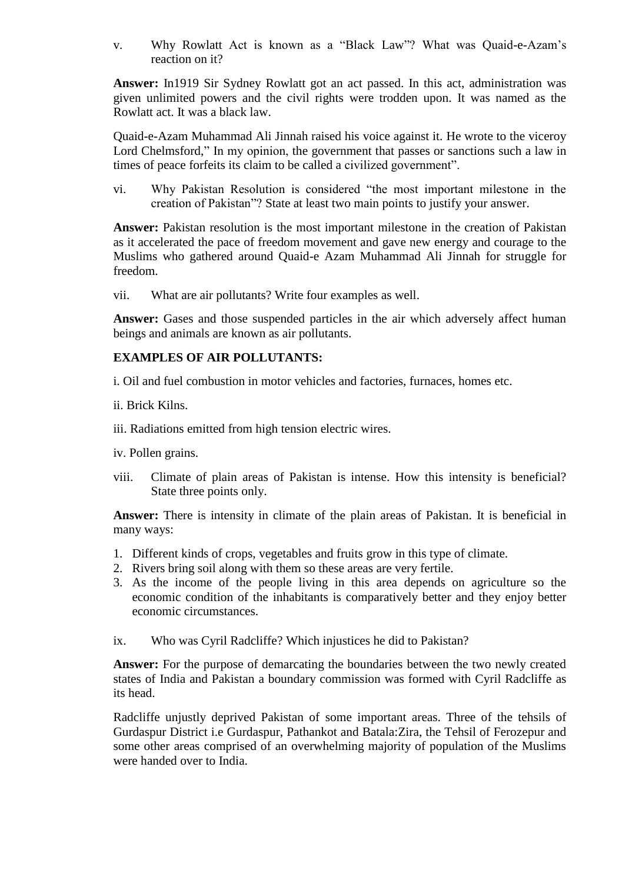v. Why Rowlatt Act is known as a "Black Law"? What was Quaid-e-Azam's reaction on it?

**Answer:** In1919 Sir Sydney Rowlatt got an act passed. In this act, administration was given unlimited powers and the civil rights were trodden upon. It was named as the Rowlatt act. It was a black law.

Quaid-e-Azam Muhammad Ali Jinnah raised his voice against it. He wrote to the viceroy Lord Chelmsford," In my opinion, the government that passes or sanctions such a law in times of peace forfeits its claim to be called a civilized government".

vi. Why Pakistan Resolution is considered "the most important milestone in the creation of Pakistan"? State at least two main points to justify your answer.

**Answer:** Pakistan resolution is the most important milestone in the creation of Pakistan as it accelerated the pace of freedom movement and gave new energy and courage to the Muslims who gathered around Quaid-e Azam Muhammad Ali Jinnah for struggle for freedom.

vii. What are air pollutants? Write four examples as well.

**Answer:** Gases and those suspended particles in the air which adversely affect human beings and animals are known as air pollutants.

**EXAMPLES OF AIR POLLUTANTS:**

i. Oil and fuel combustion in motor vehicles and factories, furnaces, homes etc.

ii. Brick Kilns.

iii. Radiations emitted from high tension electric wires.

iv. Pollen grains.

viii. Climate of plain areas of Pakistan is intense. How this intensity is beneficial? State three points only.

**Answer:** There is intensity in climate of the plain areas of Pakistan. It is beneficial in many ways:

1. Different kinds of crops, vegetables and fruits grow in this type of climate.
2. Rivers bring soil along with them so these areas are very fertile.
3. As the income of the people living in this area depends on agriculture so the economic condition of the inhabitants is comparatively better and they enjoy better economic circumstances.

ix. Who was Cyril Radcliffe? Which injustices he did to Pakistan?

**Answer:** For the purpose of demarcating the boundaries between the two newly created states of India and Pakistan a boundary commission was formed with Cyril Radcliffe as its head.

Radcliffe unjustly deprived Pakistan of some important areas. Three of the tehsils of Gurdaspur District i.e Gurdaspur, Pathankot and Batala:Zira, the Tehsil of Ferozepur and some other areas comprised of an overwhelming majority of population of the Muslims were handed over to India.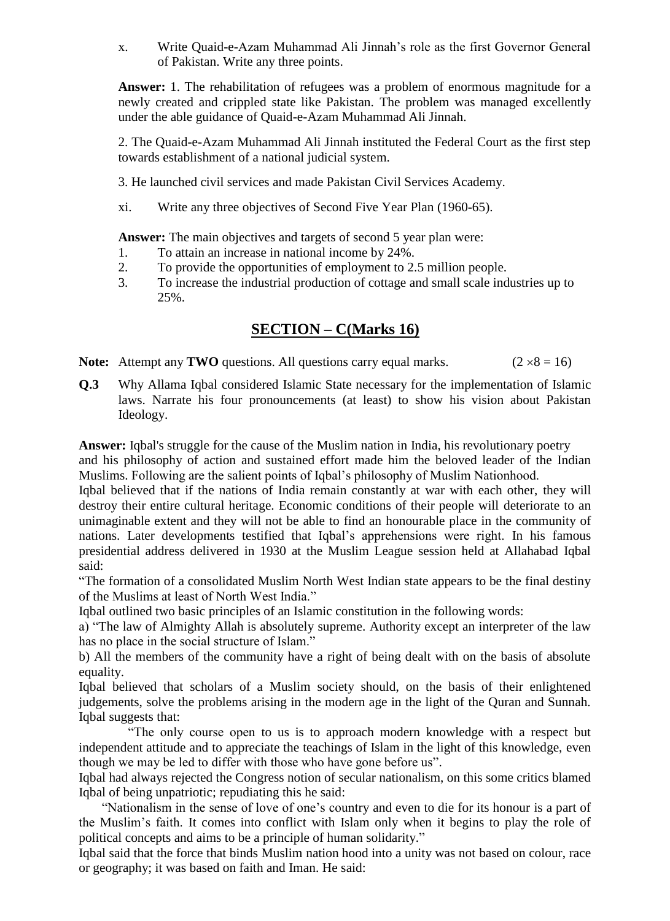x. Write Quaid-e-Azam Muhammad Ali Jinnah's role as the first Governor General of Pakistan. Write any three points.

**Answer:** 1. The rehabilitation of refugees was a problem of enormous magnitude for a newly created and crippled state like Pakistan. The problem was managed excellently under the able guidance of Quaid-e-Azam Muhammad Ali Jinnah.

2. The Quaid-e-Azam Muhammad Ali Jinnah instituted the Federal Court as the first step towards establishment of a national judicial system.

3. He launched civil services and made Pakistan Civil Services Academy.

xi. Write any three objectives of Second Five Year Plan (1960-65).

**Answer:** The main objectives and targets of second 5 year plan were:

1. To attain an increase in national income by 24%.
2. To provide the opportunities of employment to 2.5 million people.
3. To increase the industrial production of cottage and small scale industries up to 25%.

## SECTION – C(Marks 16)

**Note:** Attempt any **TWO** questions. All questions carry equal marks. $(2 \times 8 = 16)$

**Q.3** Why Allama Iqbal considered Islamic State necessary for the implementation of Islamic laws. Narrate his four pronouncements (at least) to show his vision about Pakistan Ideology.

**Answer:** Iqbal's struggle for the cause of the Muslim nation in India, his revolutionary poetry and his philosophy of action and sustained effort made him the beloved leader of the Indian Muslims. Following are the salient points of Iqbal's philosophy of Muslim Nationhood.

Iqbal believed that if the nations of India remain constantly at war with each other, they will destroy their entire cultural heritage. Economic conditions of their people will deteriorate to an unimaginable extent and they will not be able to find an honourable place in the community of nations. Later developments testified that Iqbal's apprehensions were right. In his famous presidential address delivered in 1930 at the Muslim League session held at Allahabad Iqbal said:

"The formation of a consolidated Muslim North West Indian state appears to be the final destiny of the Muslims at least of North West India."

Iqbal outlined two basic principles of an Islamic constitution in the following words:

a) "The law of Almighty Allah is absolutely supreme. Authority except an interpreter of the law has no place in the social structure of Islam."

b) All the members of the community have a right of being dealt with on the basis of absolute equality.

Iqbal believed that scholars of a Muslim society should, on the basis of their enlightened judgements, solve the problems arising in the modern age in the light of the Quran and Sunnah. Iqbal suggests that:

"The only course open to us is to approach modern knowledge with a respect but independent attitude and to appreciate the teachings of Islam in the light of this knowledge, even though we may be led to differ with those who have gone before us".

Iqbal had always rejected the Congress notion of secular nationalism, on this some critics blamed Iqbal of being unpatriotic; repudiating this he said:

"Nationalism in the sense of love of one's country and even to die for its honour is a part of the Muslim's faith. It comes into conflict with Islam only when it begins to play the role of political concepts and aims to be a principle of human solidarity."

Iqbal said that the force that binds Muslim nation hood into a unity was not based on colour, race or geography; it was based on faith and Iman. He said: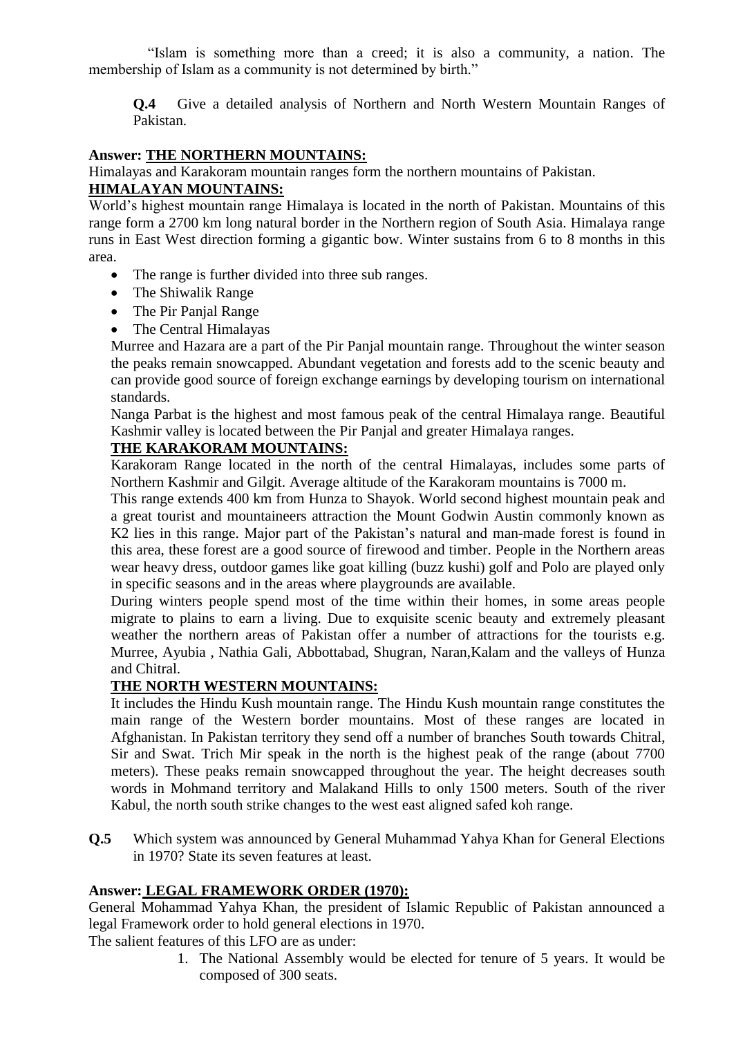"Islam is something more than a creed; it is also a community, a nation. The membership of Islam as a community is not determined by birth."

**Q.4** Give a detailed analysis of Northern and North Western Mountain Ranges of Pakistan.

**Answer: THE NORTHERN MOUNTAINS:**

Himalayas and Karakoram mountain ranges form the northern mountains of Pakistan.

**HIMALAYAN MOUNTAINS:**

World's highest mountain range Himalaya is located in the north of Pakistan. Mountains of this range form a 2700 km long natural border in the Northern region of South Asia. Himalaya range runs in East West direction forming a gigantic bow. Winter sustains from 6 to 8 months in this area.

- The range is further divided into three sub ranges.
- The Shiwalik Range
- The Pir Panjal Range
- The Central Himalayas

Murree and Hazara are a part of the Pir Panjal mountain range. Throughout the winter season the peaks remain snowcapped. Abundant vegetation and forests add to the scenic beauty and can provide good source of foreign exchange earnings by developing tourism on international standards.

Nanga Parbat is the highest and most famous peak of the central Himalaya range. Beautiful Kashmir valley is located between the Pir Panjal and greater Himalaya ranges.

**THE KARAKORAM MOUNTAINS:**

Karakoram Range located in the north of the central Himalayas, includes some parts of Northern Kashmir and Gilgit. Average altitude of the Karakoram mountains is 7000 m.

This range extends 400 km from Hunza to Shayok. World second highest mountain peak and a great tourist and mountaineers attraction the Mount Godwin Austin commonly known as K2 lies in this range. Major part of the Pakistan's natural and man-made forest is found in this area, these forest are a good source of firewood and timber. People in the Northern areas wear heavy dress, outdoor games like goat killing (buzz kushi) golf and Polo are played only in specific seasons and in the areas where playgrounds are available.

During winters people spend most of the time within their homes, in some areas people migrate to plains to earn a living. Due to exquisite scenic beauty and extremely pleasant weather the northern areas of Pakistan offer a number of attractions for the tourists e.g. Murree, Ayubia , Nathia Gali, Abbottabad, Shugran, Naran,Kalam and the valleys of Hunza and Chitral.

**THE NORTH WESTERN MOUNTAINS:**

It includes the Hindu Kush mountain range. The Hindu Kush mountain range constitutes the main range of the Western border mountains. Most of these ranges are located in Afghanistan. In Pakistan territory they send off a number of branches South towards Chitral, Sir and Swat. Trich Mir speak in the north is the highest peak of the range (about 7700 meters). These peaks remain snowcapped throughout the year. The height decreases south words in Mohmand territory and Malakand Hills to only 1500 meters. South of the river Kabul, the north south strike changes to the west east aligned safed koh range.

**Q.5** Which system was announced by General Muhammad Yahya Khan for General Elections in 1970? State its seven features at least.

**Answer: LEGAL FRAMEWORK ORDER (1970):**

General Mohammad Yahya Khan, the president of Islamic Republic of Pakistan announced a legal Framework order to hold general elections in 1970.

The salient features of this LFO are as under:

1. The National Assembly would be elected for tenure of 5 years. It would be composed of 300 seats.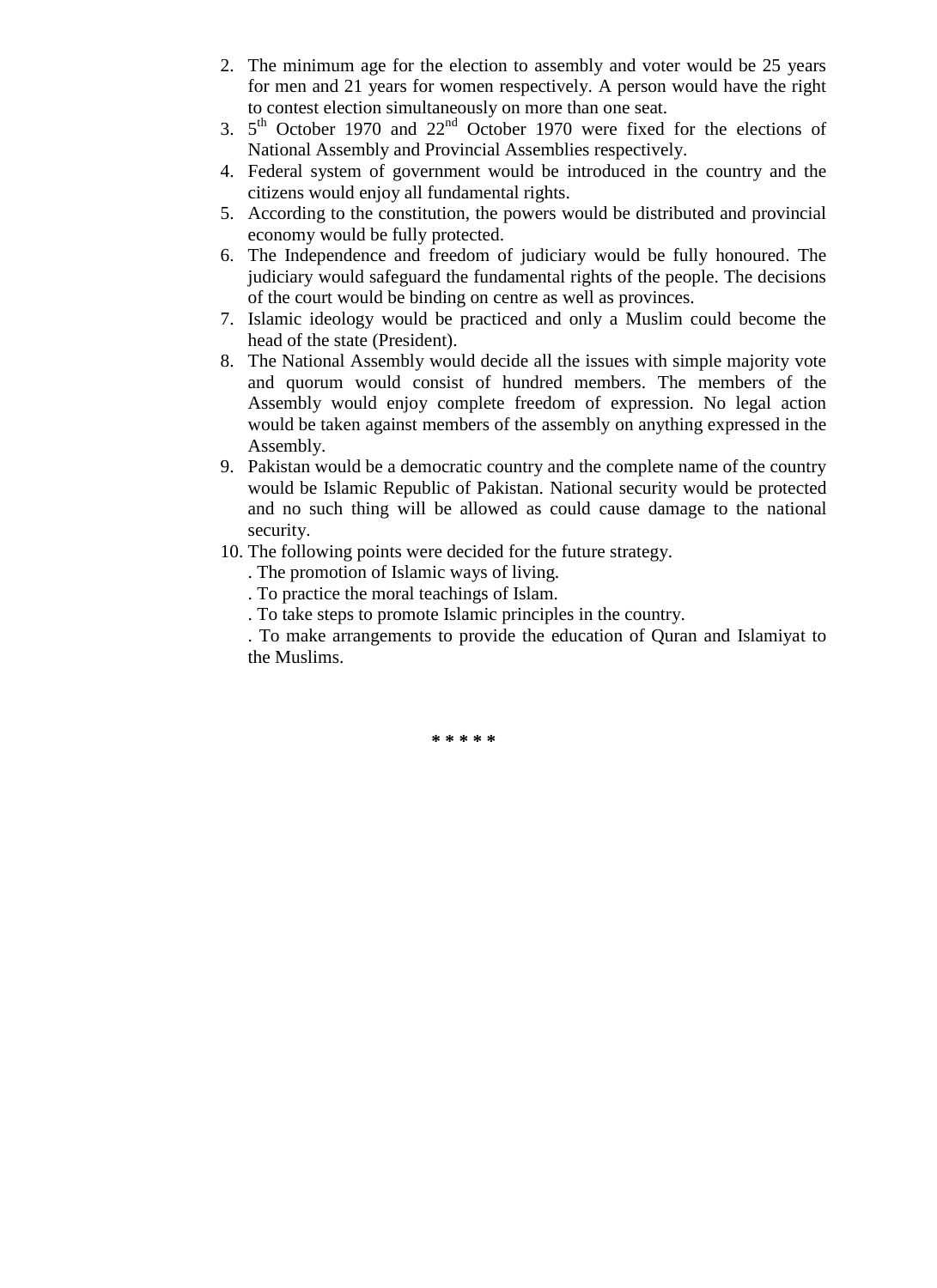2. The minimum age for the election to assembly and voter would be 25 years for men and 21 years for women respectively. A person would have the right to contest election simultaneously on more than one seat.
3. 5th October 1970 and 22nd October 1970 were fixed for the elections of National Assembly and Provincial Assemblies respectively.
4. Federal system of government would be introduced in the country and the citizens would enjoy all fundamental rights.
5. According to the constitution, the powers would be distributed and provincial economy would be fully protected.
6. The Independence and freedom of judiciary would be fully honoured. The judiciary would safeguard the fundamental rights of the people. The decisions of the court would be binding on centre as well as provinces.
7. Islamic ideology would be practiced and only a Muslim could become the head of the state (President).
8. The National Assembly would decide all the issues with simple majority vote and quorum would consist of hundred members. The members of the Assembly would enjoy complete freedom of expression. No legal action would be taken against members of the assembly on anything expressed in the Assembly.
9. Pakistan would be a democratic country and the complete name of the country would be Islamic Republic of Pakistan. National security would be protected and no such thing will be allowed as could cause damage to the national security.
10. The following points were decided for the future strategy.
    . The promotion of Islamic ways of living.
    . To practice the moral teachings of Islam.
    . To take steps to promote Islamic principles in the country.
    . To make arrangements to provide the education of Quran and Islamiyat to the Muslims.

**\* \* \* \* \***